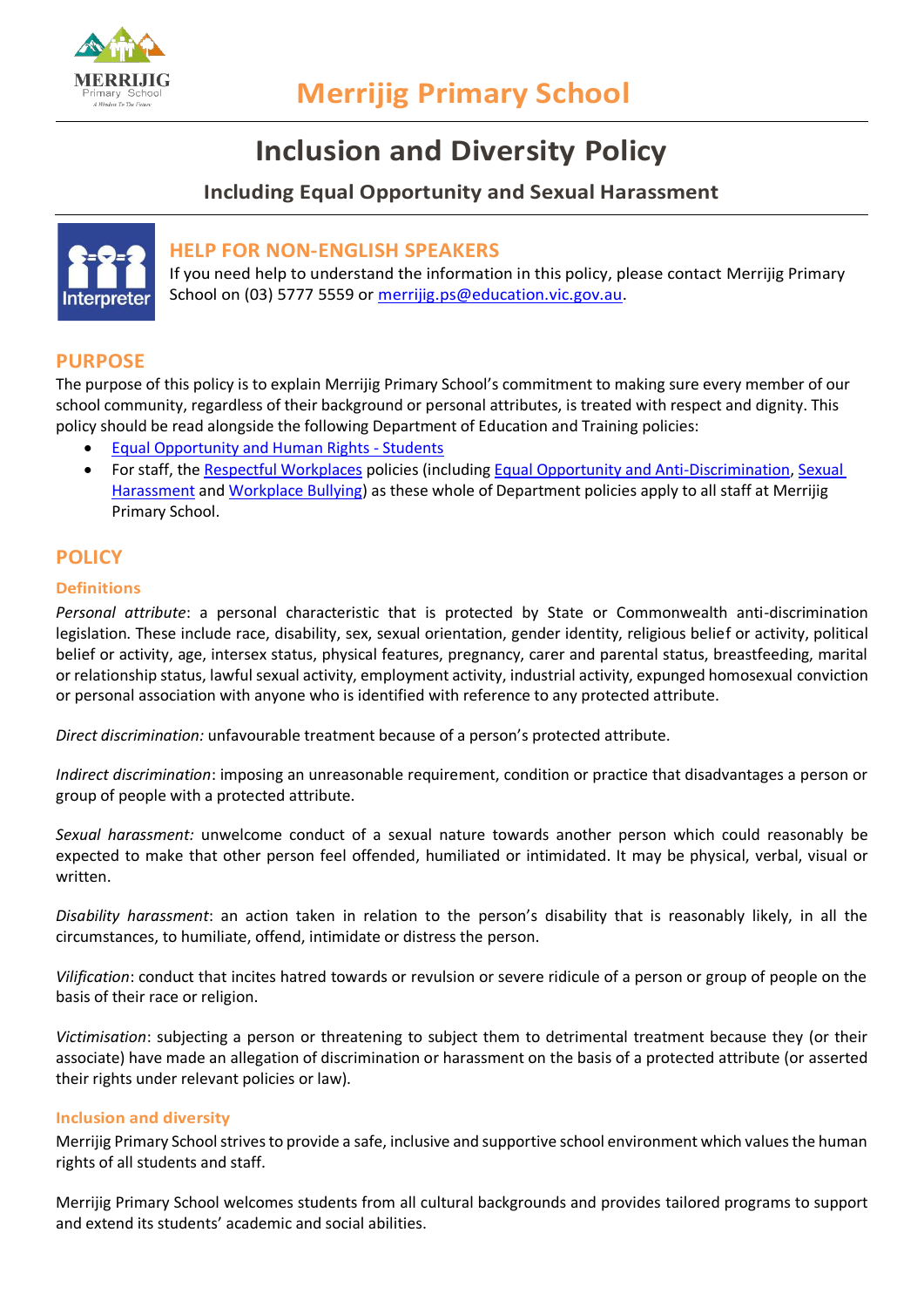# Merrijig Primary School

# Inclusion and Diversity Policy

## Including Equal Opportunity and Sexual Harassment

## HELP FOR NON-ENGLISH SPEAKERS

If you need help to understand the information in this policy, please contact Merrijig Primary School on (03) 5777 5559 or merrijig.ps@education.vic.gov.au.

## PURPOSE

The purpose of this policy is to explain Merrijig Primary School's commitment to making sure every member of our school community, regardless of their background or personal attributes, is treated with respect and dignity. This policy should be read alongside the following Department of Education and Training policies:

- Equal Opportunity and Human Rights - Students
- For staff, the Respectful Workplaces policies (including Equal Opportunity and Anti-Discrimination, Sexual Harassment and Workplace Bullying) as these whole of Department policies apply to all staff at Merrijig Primary School.

## POLICY

### Definitions

*Personal attribute*: a personal characteristic that is protected by State or Commonwealth anti-discrimination legislation. These include race, disability, sex, sexual orientation, gender identity, religious belief or activity, political belief or activity, age, intersex status, physical features, pregnancy, carer and parental status, breastfeeding, marital or relationship status, lawful sexual activity, employment activity, industrial activity, expunged homosexual conviction or personal association with anyone who is identified with reference to any protected attribute.

*Direct discrimination:* unfavourable treatment because of a person's protected attribute.

*Indirect discrimination*: imposing an unreasonable requirement, condition or practice that disadvantages a person or group of people with a protected attribute.

*Sexual harassment:* unwelcome conduct of a sexual nature towards another person which could reasonably be expected to make that other person feel offended, humiliated or intimidated. It may be physical, verbal, visual or written.

*Disability harassment*: an action taken in relation to the person's disability that is reasonably likely, in all the circumstances, to humiliate, offend, intimidate or distress the person.

*Vilification*: conduct that incites hatred towards or revulsion or severe ridicule of a person or group of people on the basis of their race or religion.

*Victimisation*: subjecting a person or threatening to subject them to detrimental treatment because they (or their associate) have made an allegation of discrimination or harassment on the basis of a protected attribute (or asserted their rights under relevant policies or law).

### Inclusion and diversity

Merrijig Primary School strives to provide a safe, inclusive and supportive school environment which values the human rights of all students and staff.

Merrijig Primary School welcomes students from all cultural backgrounds and provides tailored programs to support and extend its students' academic and social abilities.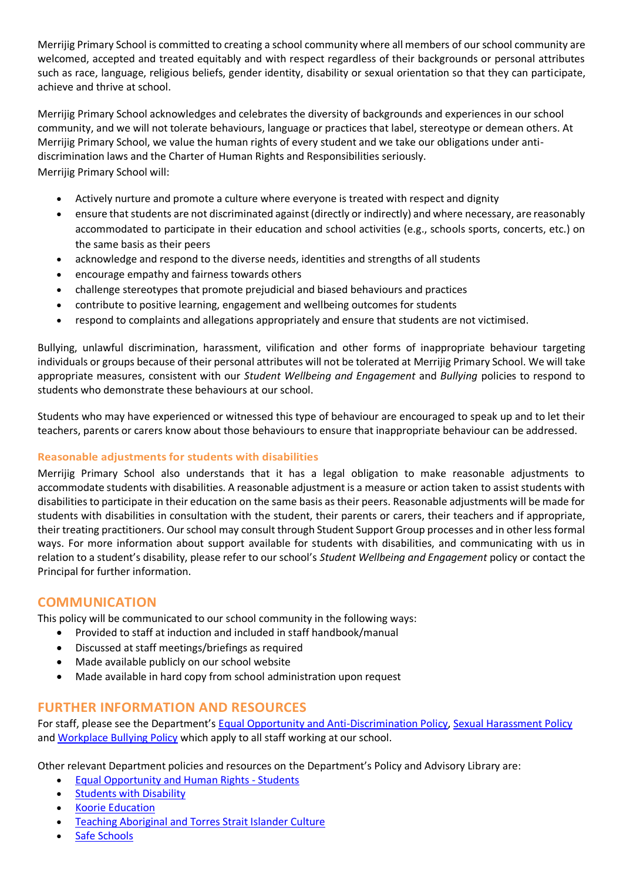Merrijig Primary School is committed to creating a school community where all members of our school community are welcomed, accepted and treated equitably and with respect regardless of their backgrounds or personal attributes such as race, language, religious beliefs, gender identity, disability or sexual orientation so that they can participate, achieve and thrive at school.

Merrijig Primary School acknowledges and celebrates the diversity of backgrounds and experiences in our school community, and we will not tolerate behaviours, language or practices that label, stereotype or demean others. At Merrijig Primary School, we value the human rights of every student and we take our obligations under anti-discrimination laws and the Charter of Human Rights and Responsibilities seriously.
Merrijig Primary School will:

- Actively nurture and promote a culture where everyone is treated with respect and dignity
- ensure that students are not discriminated against (directly or indirectly) and where necessary, are reasonably accommodated to participate in their education and school activities (e.g., schools sports, concerts, etc.) on the same basis as their peers
- acknowledge and respond to the diverse needs, identities and strengths of all students
- encourage empathy and fairness towards others
- challenge stereotypes that promote prejudicial and biased behaviours and practices
- contribute to positive learning, engagement and wellbeing outcomes for students
- respond to complaints and allegations appropriately and ensure that students are not victimised.

Bullying, unlawful discrimination, harassment, vilification and other forms of inappropriate behaviour targeting individuals or groups because of their personal attributes will not be tolerated at Merrijig Primary School. We will take appropriate measures, consistent with our *Student Wellbeing and Engagement* and *Bullying* policies to respond to students who demonstrate these behaviours at our school.

Students who may have experienced or witnessed this type of behaviour are encouraged to speak up and to let their teachers, parents or carers know about those behaviours to ensure that inappropriate behaviour can be addressed.

### Reasonable adjustments for students with disabilities

Merrijig Primary School also understands that it has a legal obligation to make reasonable adjustments to accommodate students with disabilities. A reasonable adjustment is a measure or action taken to assist students with disabilities to participate in their education on the same basis as their peers. Reasonable adjustments will be made for students with disabilities in consultation with the student, their parents or carers, their teachers and if appropriate, their treating practitioners. Our school may consult through Student Support Group processes and in other less formal ways. For more information about support available for students with disabilities, and communicating with us in relation to a student's disability, please refer to our school's *Student Wellbeing and Engagement* policy or contact the Principal for further information.

## COMMUNICATION

This policy will be communicated to our school community in the following ways:

- Provided to staff at induction and included in staff handbook/manual
- Discussed at staff meetings/briefings as required
- Made available publicly on our school website
- Made available in hard copy from school administration upon request

## FURTHER INFORMATION AND RESOURCES

For staff, please see the Department's Equal Opportunity and Anti-Discrimination Policy, Sexual Harassment Policy and Workplace Bullying Policy which apply to all staff working at our school.

Other relevant Department policies and resources on the Department's Policy and Advisory Library are:

- Equal Opportunity and Human Rights - Students
- Students with Disability
- Koorie Education
- Teaching Aboriginal and Torres Strait Islander Culture
- Safe Schools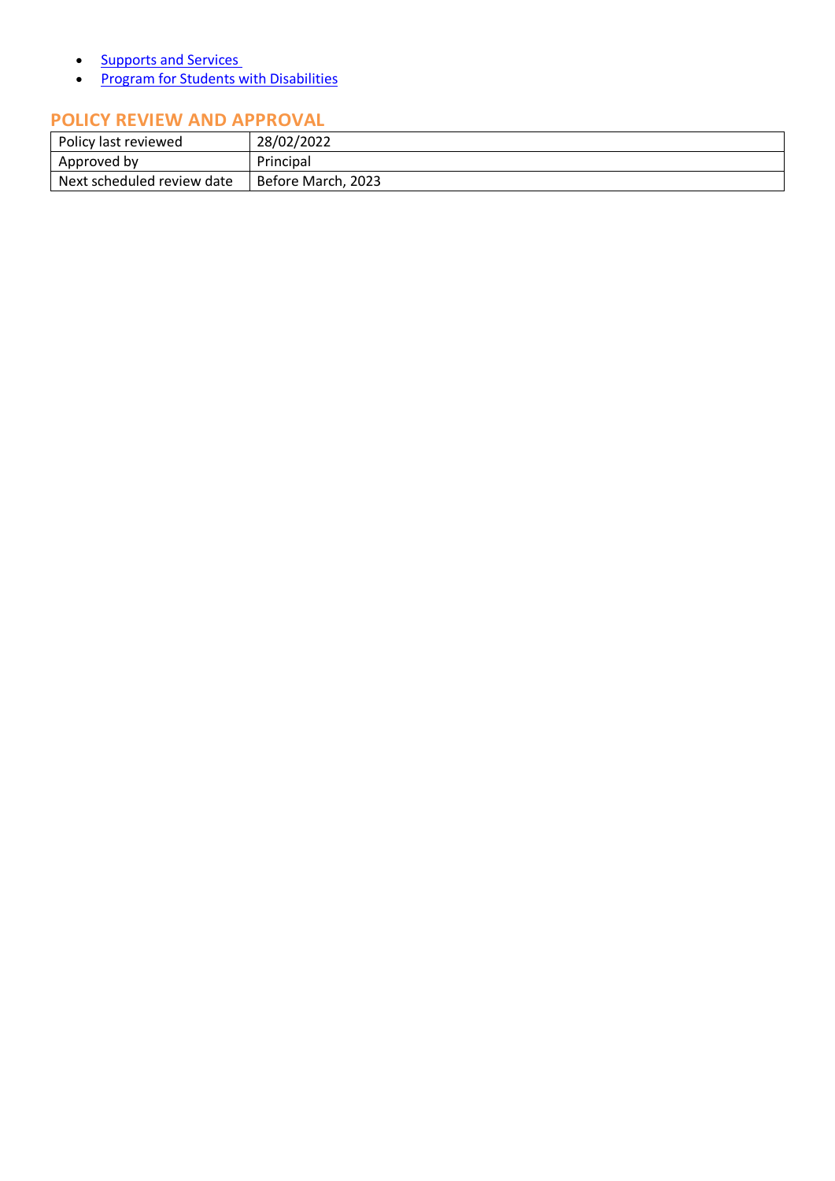- Supports and Services
- Program for Students with Disabilities

## POLICY REVIEW AND APPROVAL

| | |
|---|---|
| Policy last reviewed | 28/02/2022 |
| Approved by | Principal |
| Next scheduled review date | Before March, 2023 |